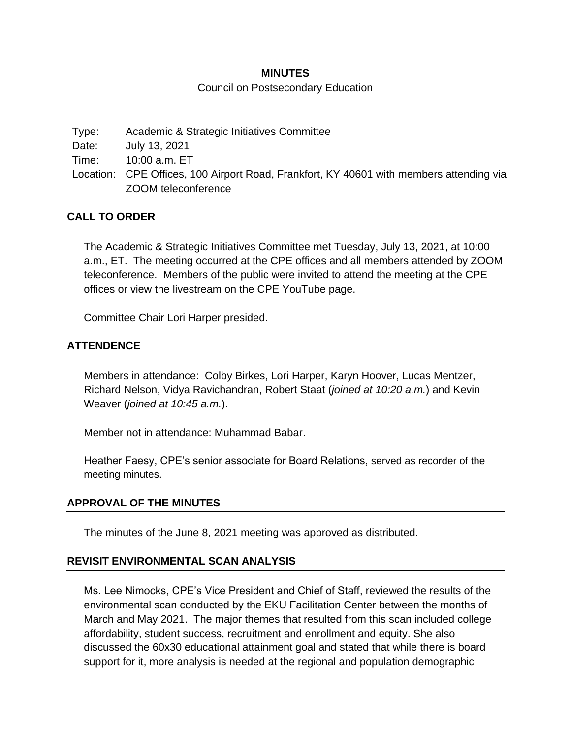**MINUTES**

Council on Postsecondary Education

| | |
|---|---|
| Type: | Academic & Strategic Initiatives Committee |
| Date: | July 13, 2021 |
| Time: | 10:00 a.m. ET |
| Location: | CPE Offices, 100 Airport Road, Frankfort, KY 40601 with members attending via ZOOM teleconference |

## CALL TO ORDER

The Academic & Strategic Initiatives Committee met Tuesday, July 13, 2021, at 10:00 a.m., ET. The meeting occurred at the CPE offices and all members attended by ZOOM teleconference. Members of the public were invited to attend the meeting at the CPE offices or view the livestream on the CPE YouTube page.

Committee Chair Lori Harper presided.

## ATTENDENCE

Members in attendance: Colby Birkes, Lori Harper, Karyn Hoover, Lucas Mentzer, Richard Nelson, Vidya Ravichandran, Robert Staat (*joined at 10:20 a.m.*) and Kevin Weaver (*joined at 10:45 a.m.*).

Member not in attendance: Muhammad Babar.

Heather Faesy, CPE's senior associate for Board Relations, served as recorder of the meeting minutes.

## APPROVAL OF THE MINUTES

The minutes of the June 8, 2021 meeting was approved as distributed.

## REVISIT ENVIRONMENTAL SCAN ANALYSIS

Ms. Lee Nimocks, CPE's Vice President and Chief of Staff, reviewed the results of the environmental scan conducted by the EKU Facilitation Center between the months of March and May 2021. The major themes that resulted from this scan included college affordability, student success, recruitment and enrollment and equity. She also discussed the 60x30 educational attainment goal and stated that while there is board support for it, more analysis is needed at the regional and population demographic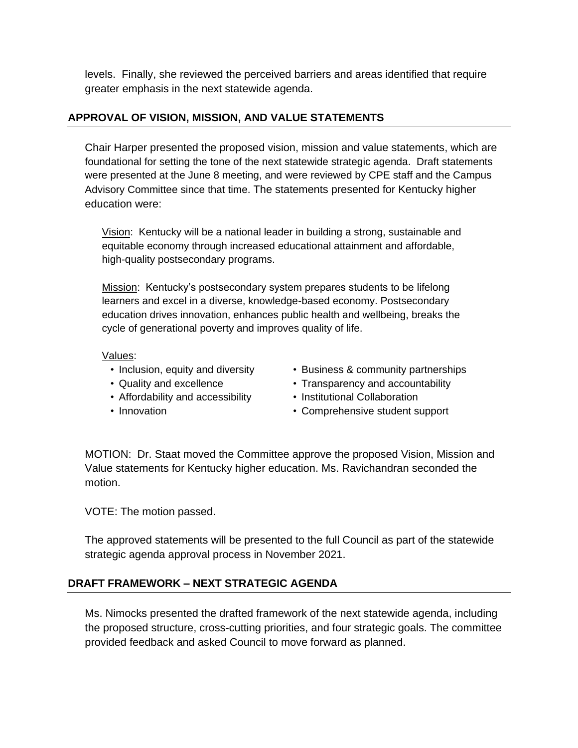levels. Finally, she reviewed the perceived barriers and areas identified that require greater emphasis in the next statewide agenda.

## APPROVAL OF VISION, MISSION, AND VALUE STATEMENTS

Chair Harper presented the proposed vision, mission and value statements, which are foundational for setting the tone of the next statewide strategic agenda. Draft statements were presented at the June 8 meeting, and were reviewed by CPE staff and the Campus Advisory Committee since that time. The statements presented for Kentucky higher education were:

Vision: Kentucky will be a national leader in building a strong, sustainable and equitable economy through increased educational attainment and affordable, high-quality postsecondary programs.

Mission: Kentucky's postsecondary system prepares students to be lifelong learners and excel in a diverse, knowledge-based economy. Postsecondary education drives innovation, enhances public health and wellbeing, breaks the cycle of generational poverty and improves quality of life.

Values:

- Inclusion, equity and diversity
- Quality and excellence
- Affordability and accessibility
- Innovation
- Business & community partnerships
- Transparency and accountability
- Institutional Collaboration
- Comprehensive student support

MOTION: Dr. Staat moved the Committee approve the proposed Vision, Mission and Value statements for Kentucky higher education. Ms. Ravichandran seconded the motion.

VOTE: The motion passed.

The approved statements will be presented to the full Council as part of the statewide strategic agenda approval process in November 2021.

## DRAFT FRAMEWORK – NEXT STRATEGIC AGENDA

Ms. Nimocks presented the drafted framework of the next statewide agenda, including the proposed structure, cross-cutting priorities, and four strategic goals. The committee provided feedback and asked Council to move forward as planned.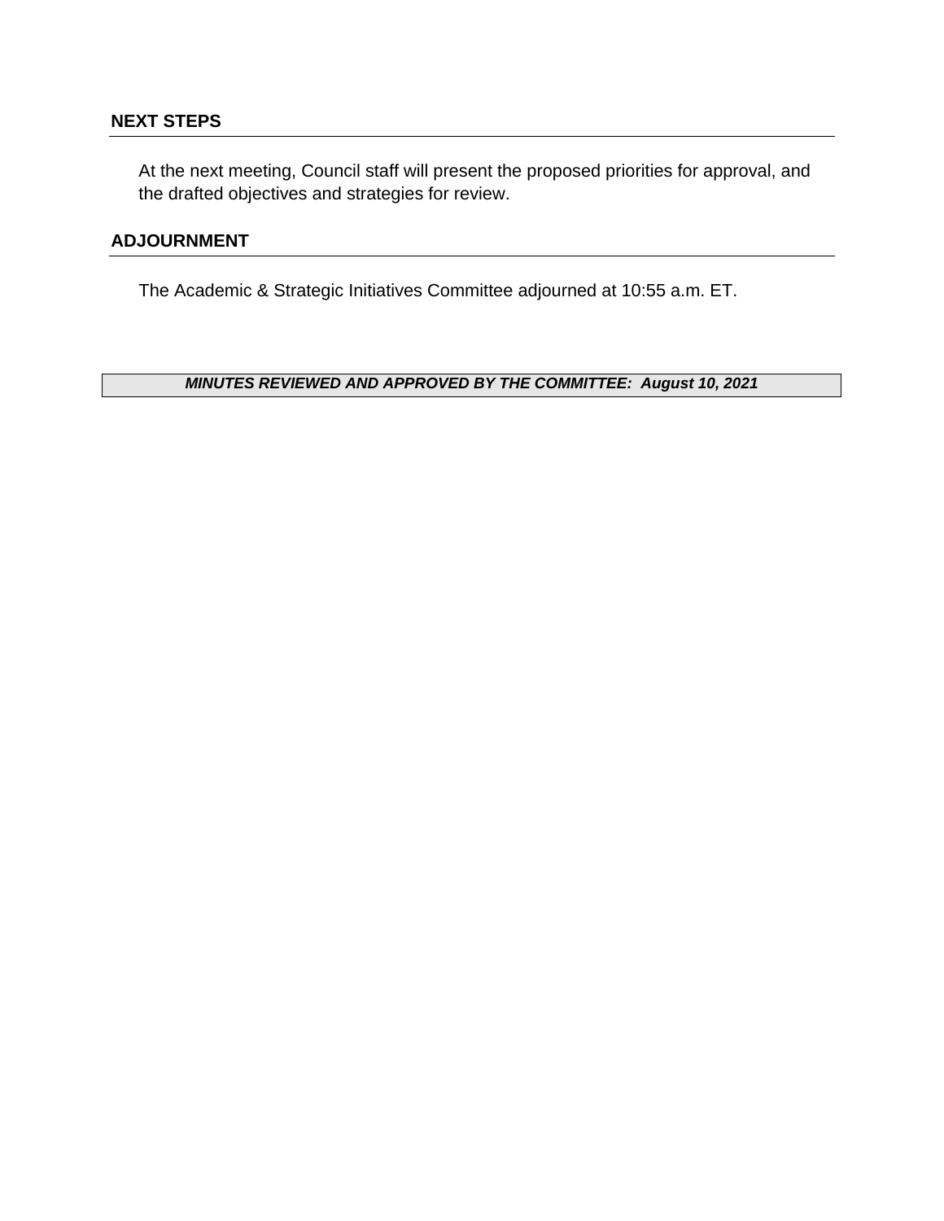## NEXT STEPS

At the next meeting, Council staff will present the proposed priorities for approval, and the drafted objectives and strategies for review.

## ADJOURNMENT

The Academic & Strategic Initiatives Committee adjourned at 10:55 a.m. ET.

***MINUTES REVIEWED AND APPROVED BY THE COMMITTEE: August 10, 2021***